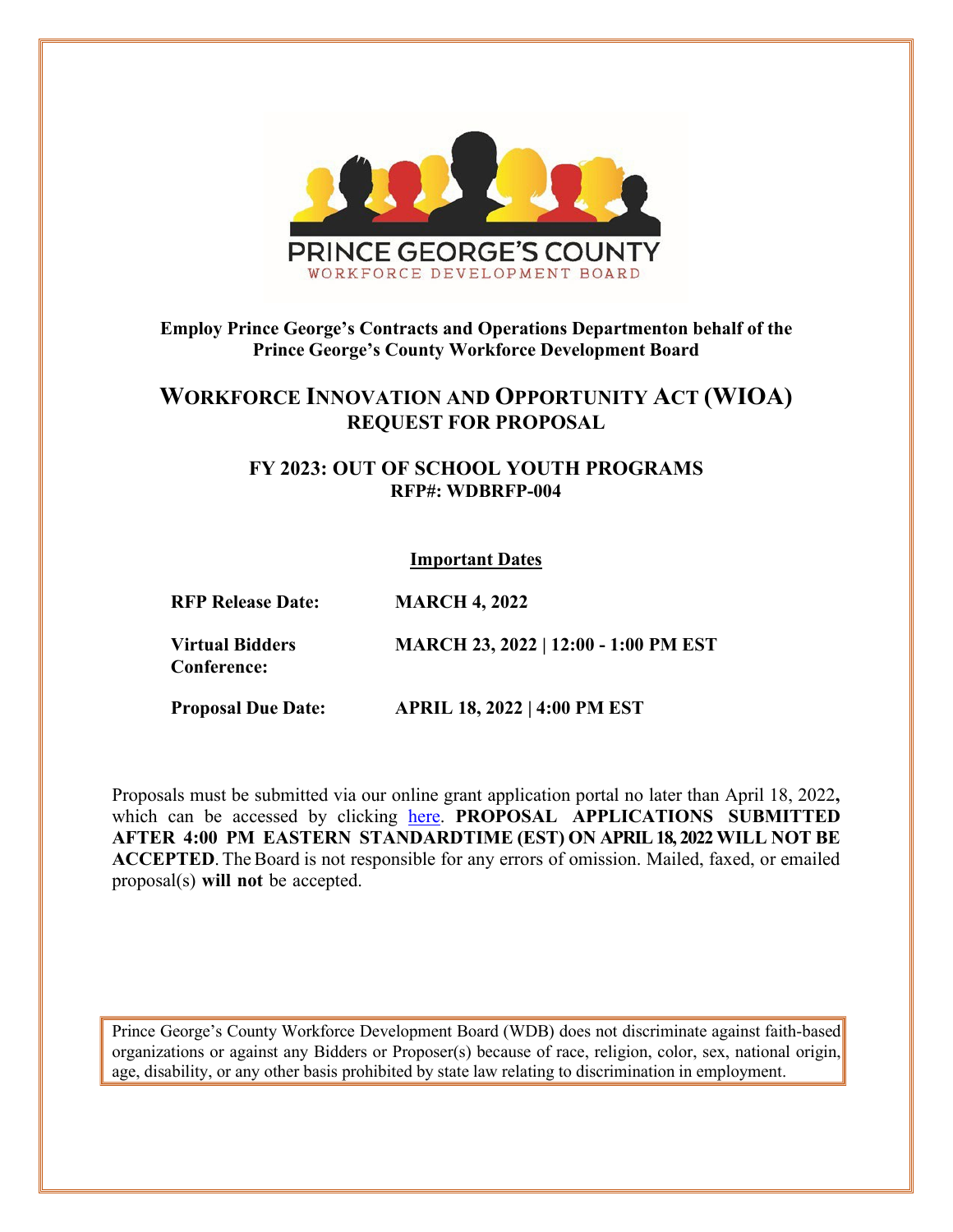PRINCE GEORGE'S COUNTY

WORKFORCE DEVELOPMENT BOARD

**Employ Prince George's Contracts and Operations Departmenton behalf of the Prince George's County Workforce Development Board**

# WORKFORCE INNOVATION AND OPPORTUNITY ACT (WIOA)
## REQUEST FOR PROPOSAL

### FY 2023: OUT OF SCHOOL YOUTH PROGRAMS
**RFP#: WDBRFP-004**

**Important Dates**

| | |
|---|---|
| **RFP Release Date:** | **MARCH 4, 2022** |
| **Virtual Bidders Conference:** | **MARCH 23, 2022 \| 12:00 - 1:00 PM EST** |
| **Proposal Due Date:** | **APRIL 18, 2022 \| 4:00 PM EST** |

Proposals must be submitted via our online grant application portal no later than April 18, 2022**,** which can be accessed by clicking here. **PROPOSAL APPLICATIONS SUBMITTED AFTER 4:00 PM EASTERN STANDARDTIME (EST) ON APRIL 18, 2022 WILL NOT BE ACCEPTED**. The Board is not responsible for any errors of omission. Mailed, faxed, or emailed proposal(s) **will not** be accepted.

Prince George's County Workforce Development Board (WDB) does not discriminate against faith-based organizations or against any Bidders or Proposer(s) because of race, religion, color, sex, national origin, age, disability, or any other basis prohibited by state law relating to discrimination in employment.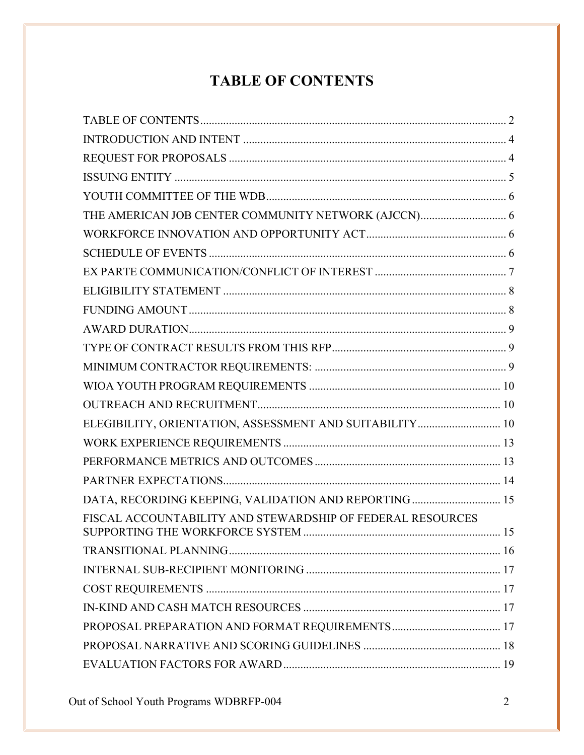# TABLE OF CONTENTS

| Section | Page |
|---|---|
| TABLE OF CONTENTS | 2 |
| INTRODUCTION AND INTENT | 4 |
| REQUEST FOR PROPOSALS | 4 |
| ISSUING ENTITY | 5 |
| YOUTH COMMITTEE OF THE WDB | 6 |
| THE AMERICAN JOB CENTER COMMUNITY NETWORK (AJCCN) | 6 |
| WORKFORCE INNOVATION AND OPPORTUNITY ACT | 6 |
| SCHEDULE OF EVENTS | 6 |
| EX PARTE COMMUNICATION/CONFLICT OF INTEREST | 7 |
| ELIGIBILITY STATEMENT | 8 |
| FUNDING AMOUNT | 8 |
| AWARD DURATION | 9 |
| TYPE OF CONTRACT RESULTS FROM THIS RFP | 9 |
| MINIMUM CONTRACTOR REQUIREMENTS: | 9 |
| WIOA YOUTH PROGRAM REQUIREMENTS | 10 |
| OUTREACH AND RECRUITMENT | 10 |
| ELEGIBILITY, ORIENTATION, ASSESSMENT AND SUITABILITY | 10 |
| WORK EXPERIENCE REQUIREMENTS | 13 |
| PERFORMANCE METRICS AND OUTCOMES | 13 |
| PARTNER EXPECTATIONS | 14 |
| DATA, RECORDING KEEPING, VALIDATION AND REPORTING | 15 |
| FISCAL ACCOUNTABILITY AND STEWARDSHIP OF FEDERAL RESOURCES SUPPORTING THE WORKFORCE SYSTEM | 15 |
| TRANSITIONAL PLANNING | 16 |
| INTERNAL SUB-RECIPIENT MONITORING | 17 |
| COST REQUIREMENTS | 17 |
| IN-KIND AND CASH MATCH RESOURCES | 17 |
| PROPOSAL PREPARATION AND FORMAT REQUIREMENTS | 17 |
| PROPOSAL NARRATIVE AND SCORING GUIDELINES | 18 |
| EVALUATION FACTORS FOR AWARD | 19 |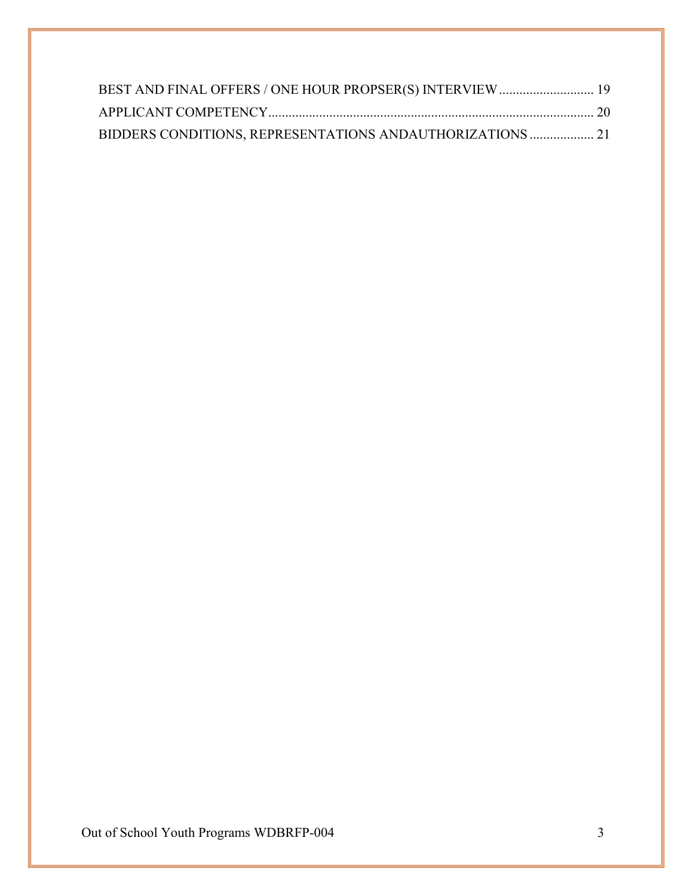BEST AND FINAL OFFERS / ONE HOUR PROPSER(S) INTERVIEW ............................ 19
APPLICANT COMPETENCY................................................................................................ 20
BIDDERS CONDITIONS, REPRESENTATIONS ANDAUTHORIZATIONS ................... 21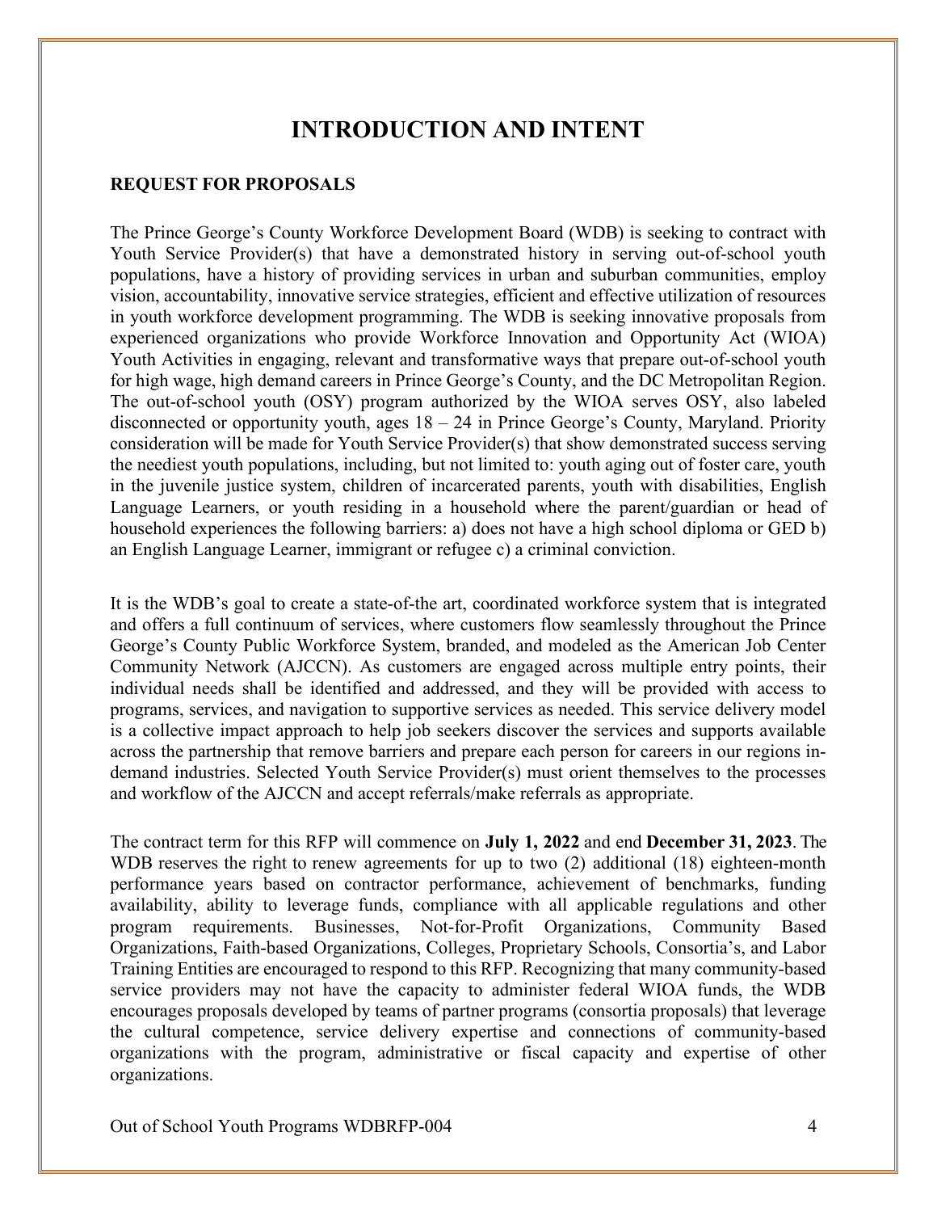# INTRODUCTION AND INTENT

## REQUEST FOR PROPOSALS

The Prince George's County Workforce Development Board (WDB) is seeking to contract with Youth Service Provider(s) that have a demonstrated history in serving out-of-school youth populations, have a history of providing services in urban and suburban communities, employ vision, accountability, innovative service strategies, efficient and effective utilization of resources in youth workforce development programming. The WDB is seeking innovative proposals from experienced organizations who provide Workforce Innovation and Opportunity Act (WIOA) Youth Activities in engaging, relevant and transformative ways that prepare out-of-school youth for high wage, high demand careers in Prince George's County, and the DC Metropolitan Region. The out-of-school youth (OSY) program authorized by the WIOA serves OSY, also labeled disconnected or opportunity youth, ages 18 – 24 in Prince George's County, Maryland. Priority consideration will be made for Youth Service Provider(s) that show demonstrated success serving the neediest youth populations, including, but not limited to: youth aging out of foster care, youth in the juvenile justice system, children of incarcerated parents, youth with disabilities, English Language Learners, or youth residing in a household where the parent/guardian or head of household experiences the following barriers: a) does not have a high school diploma or GED b) an English Language Learner, immigrant or refugee c) a criminal conviction.

It is the WDB's goal to create a state-of-the art, coordinated workforce system that is integrated and offers a full continuum of services, where customers flow seamlessly throughout the Prince George's County Public Workforce System, branded, and modeled as the American Job Center Community Network (AJCCN). As customers are engaged across multiple entry points, their individual needs shall be identified and addressed, and they will be provided with access to programs, services, and navigation to supportive services as needed. This service delivery model is a collective impact approach to help job seekers discover the services and supports available across the partnership that remove barriers and prepare each person for careers in our regions in-demand industries. Selected Youth Service Provider(s) must orient themselves to the processes and workflow of the AJCCN and accept referrals/make referrals as appropriate.

The contract term for this RFP will commence on **July 1, 2022** and end **December 31, 2023**. The WDB reserves the right to renew agreements for up to two (2) additional (18) eighteen-month performance years based on contractor performance, achievement of benchmarks, funding availability, ability to leverage funds, compliance with all applicable regulations and other program requirements. Businesses, Not-for-Profit Organizations, Community Based Organizations, Faith-based Organizations, Colleges, Proprietary Schools, Consortia's, and Labor Training Entities are encouraged to respond to this RFP. Recognizing that many community-based service providers may not have the capacity to administer federal WIOA funds, the WDB encourages proposals developed by teams of partner programs (consortia proposals) that leverage the cultural competence, service delivery expertise and connections of community-based organizations with the program, administrative or fiscal capacity and expertise of other organizations.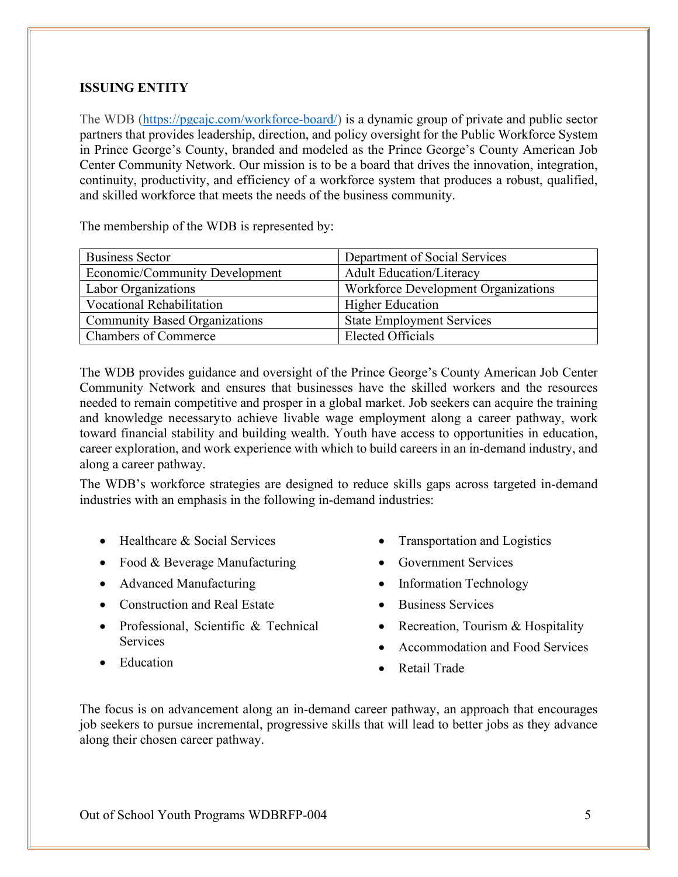**ISSUING ENTITY**

The WDB (https://pgcajc.com/workforce-board/) is a dynamic group of private and public sector partners that provides leadership, direction, and policy oversight for the Public Workforce System in Prince George's County, branded and modeled as the Prince George's County American Job Center Community Network. Our mission is to be a board that drives the innovation, integration, continuity, productivity, and efficiency of a workforce system that produces a robust, qualified, and skilled workforce that meets the needs of the business community.

The membership of the WDB is represented by:

| | |
|---|---|
| Business Sector | Department of Social Services |
| Economic/Community Development | Adult Education/Literacy |
| Labor Organizations | Workforce Development Organizations |
| Vocational Rehabilitation | Higher Education |
| Community Based Organizations | State Employment Services |
| Chambers of Commerce | Elected Officials |

The WDB provides guidance and oversight of the Prince George's County American Job Center Community Network and ensures that businesses have the skilled workers and the resources needed to remain competitive and prosper in a global market. Job seekers can acquire the training and knowledge necessaryto achieve livable wage employment along a career pathway, work toward financial stability and building wealth. Youth have access to opportunities in education, career exploration, and work experience with which to build careers in an in-demand industry, and along a career pathway.

The WDB's workforce strategies are designed to reduce skills gaps across targeted in-demand industries with an emphasis in the following in-demand industries:

- Healthcare & Social Services
- Food & Beverage Manufacturing
- Advanced Manufacturing
- Construction and Real Estate
- Professional, Scientific & Technical Services
- Education
- Transportation and Logistics
- Government Services
- Information Technology
- Business Services
- Recreation, Tourism & Hospitality
- Accommodation and Food Services
- Retail Trade

The focus is on advancement along an in-demand career pathway, an approach that encourages job seekers to pursue incremental, progressive skills that will lead to better jobs as they advance along their chosen career pathway.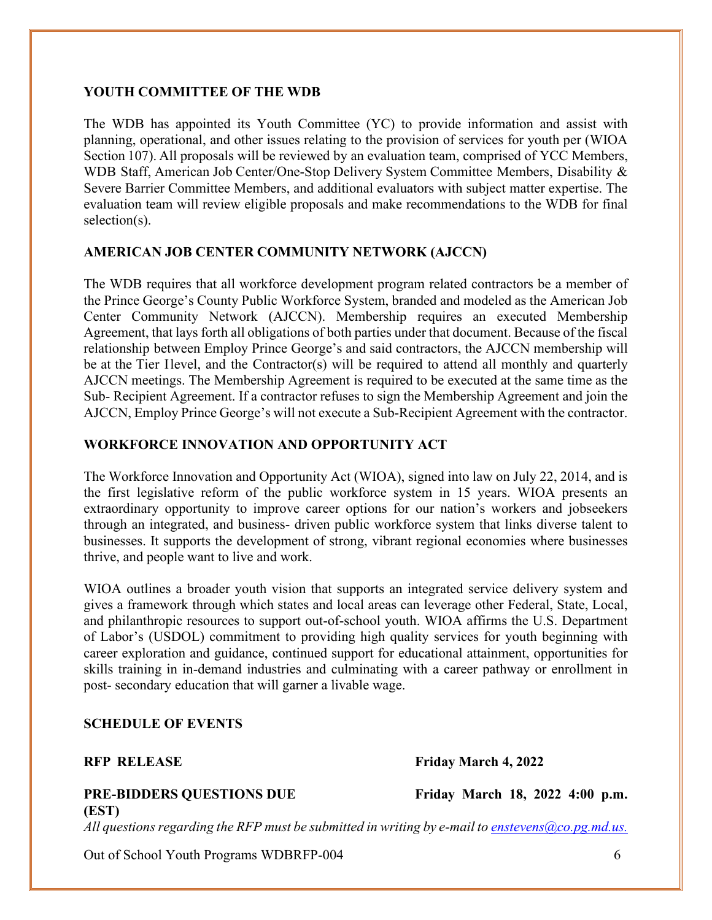## YOUTH COMMITTEE OF THE WDB

The WDB has appointed its Youth Committee (YC) to provide information and assist with planning, operational, and other issues relating to the provision of services for youth per (WIOA Section 107). All proposals will be reviewed by an evaluation team, comprised of YCC Members, WDB Staff, American Job Center/One-Stop Delivery System Committee Members, Disability & Severe Barrier Committee Members, and additional evaluators with subject matter expertise. The evaluation team will review eligible proposals and make recommendations to the WDB for final selection(s).

## AMERICAN JOB CENTER COMMUNITY NETWORK (AJCCN)

The WDB requires that all workforce development program related contractors be a member of the Prince George's County Public Workforce System, branded and modeled as the American Job Center Community Network (AJCCN). Membership requires an executed Membership Agreement, that lays forth all obligations of both parties under that document. Because of the fiscal relationship between Employ Prince George's and said contractors, the AJCCN membership will be at the Tier I level, and the Contractor(s) will be required to attend all monthly and quarterly AJCCN meetings. The Membership Agreement is required to be executed at the same time as the Sub- Recipient Agreement. If a contractor refuses to sign the Membership Agreement and join the AJCCN, Employ Prince George's will not execute a Sub-Recipient Agreement with the contractor.

## WORKFORCE INNOVATION AND OPPORTUNITY ACT

The Workforce Innovation and Opportunity Act (WIOA), signed into law on July 22, 2014, and is the first legislative reform of the public workforce system in 15 years. WIOA presents an extraordinary opportunity to improve career options for our nation's workers and jobseekers through an integrated, and business- driven public workforce system that links diverse talent to businesses. It supports the development of strong, vibrant regional economies where businesses thrive, and people want to live and work.

WIOA outlines a broader youth vision that supports an integrated service delivery system and gives a framework through which states and local areas can leverage other Federal, State, Local, and philanthropic resources to support out-of-school youth. WIOA affirms the U.S. Department of Labor's (USDOL) commitment to providing high quality services for youth beginning with career exploration and guidance, continued support for educational attainment, opportunities for skills training in in-demand industries and culminating with a career pathway or enrollment in post- secondary education that will garner a livable wage.

## SCHEDULE OF EVENTS

**RFP RELEASE** — **Friday March 4, 2022**

**PRE-BIDDERS QUESTIONS DUE** — **Friday March 18, 2022 4:00 p.m. (EST)**

*All questions regarding the RFP must be submitted in writing by e-mail to enstevens@co.pg.md.us.*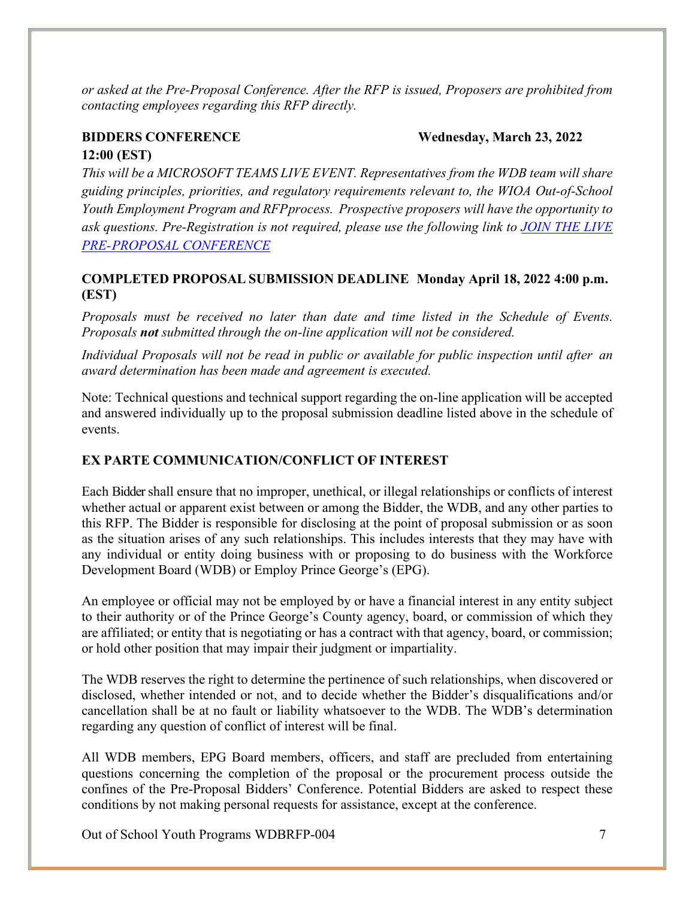*or asked at the Pre-Proposal Conference. After the RFP is issued, Proposers are prohibited from contacting employees regarding this RFP directly.*

**BIDDERS CONFERENCE Wednesday, March 23, 2022 12:00 (EST)**

*This will be a MICROSOFT TEAMS LIVE EVENT. Representatives from the WDB team will share guiding principles, priorities, and regulatory requirements relevant to, the WIOA Out-of-School Youth Employment Program and RFPprocess. Prospective proposers will have the opportunity to ask questions. Pre-Registration is not required, please use the following link to [JOIN THE LIVE PRE-PROPOSAL CONFERENCE]()*

**COMPLETED PROPOSAL SUBMISSION DEADLINE Monday April 18, 2022 4:00 p.m. (EST)**

*Proposals must be received no later than date and time listed in the Schedule of Events. Proposals **not** submitted through the on-line application will not be considered.*

*Individual Proposals will not be read in public or available for public inspection until after an award determination has been made and agreement is executed.*

Note: Technical questions and technical support regarding the on-line application will be accepted and answered individually up to the proposal submission deadline listed above in the schedule of events.

**EX PARTE COMMUNICATION/CONFLICT OF INTEREST**

Each Bidder shall ensure that no improper, unethical, or illegal relationships or conflicts of interest whether actual or apparent exist between or among the Bidder, the WDB, and any other parties to this RFP. The Bidder is responsible for disclosing at the point of proposal submission or as soon as the situation arises of any such relationships. This includes interests that they may have with any individual or entity doing business with or proposing to do business with the Workforce Development Board (WDB) or Employ Prince George's (EPG).

An employee or official may not be employed by or have a financial interest in any entity subject to their authority or of the Prince George's County agency, board, or commission of which they are affiliated; or entity that is negotiating or has a contract with that agency, board, or commission; or hold other position that may impair their judgment or impartiality.

The WDB reserves the right to determine the pertinence of such relationships, when discovered or disclosed, whether intended or not, and to decide whether the Bidder's disqualifications and/or cancellation shall be at no fault or liability whatsoever to the WDB. The WDB's determination regarding any question of conflict of interest will be final.

All WDB members, EPG Board members, officers, and staff are precluded from entertaining questions concerning the completion of the proposal or the procurement process outside the confines of the Pre-Proposal Bidders' Conference. Potential Bidders are asked to respect these conditions by not making personal requests for assistance, except at the conference.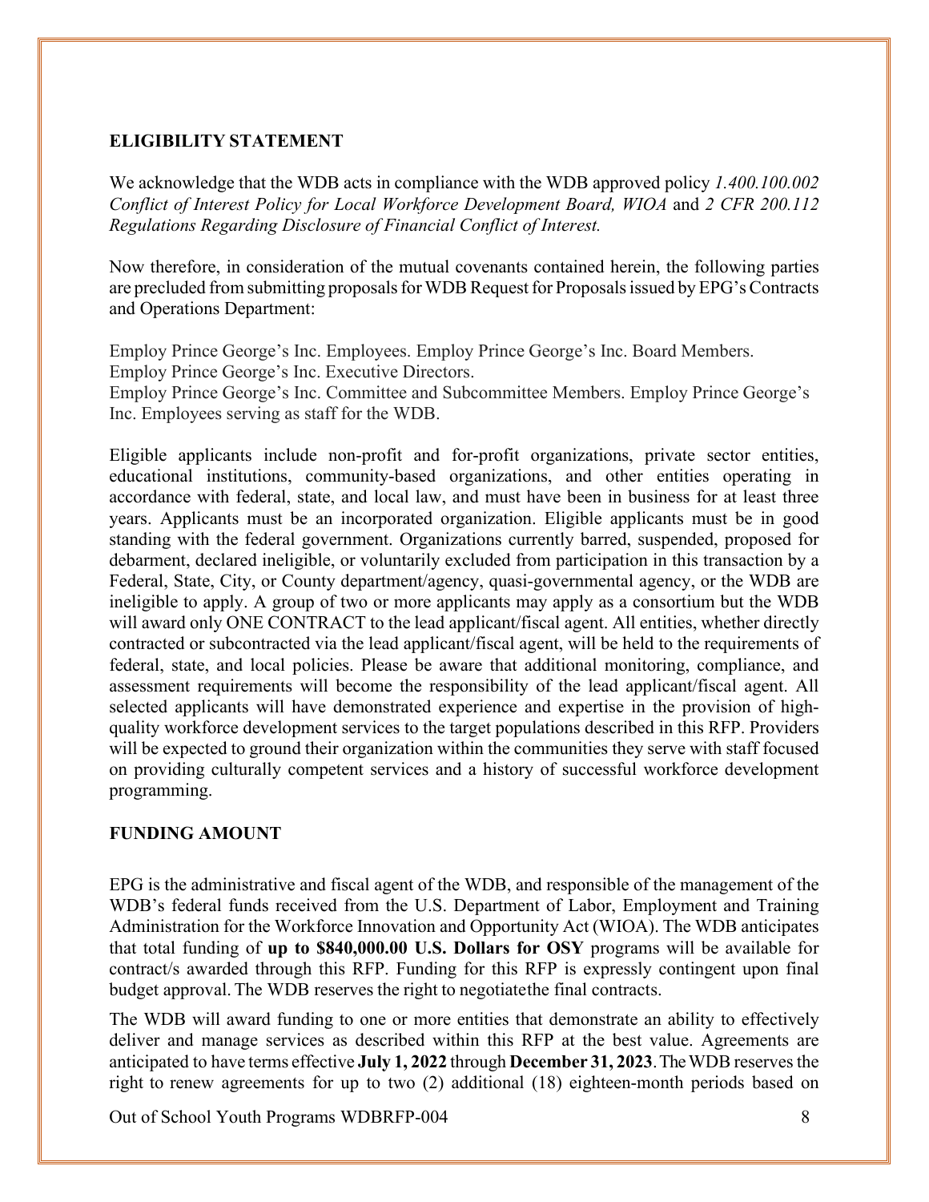## ELIGIBILITY STATEMENT

We acknowledge that the WDB acts in compliance with the WDB approved policy *1.400.100.002 Conflict of Interest Policy for Local Workforce Development Board, WIOA* and *2 CFR 200.112 Regulations Regarding Disclosure of Financial Conflict of Interest.*

Now therefore, in consideration of the mutual covenants contained herein, the following parties are precluded from submitting proposals for WDB Request for Proposals issued by EPG's Contracts and Operations Department:

Employ Prince George's Inc. Employees. Employ Prince George's Inc. Board Members.
Employ Prince George's Inc. Executive Directors.
Employ Prince George's Inc. Committee and Subcommittee Members. Employ Prince George's Inc. Employees serving as staff for the WDB.

Eligible applicants include non-profit and for-profit organizations, private sector entities, educational institutions, community-based organizations, and other entities operating in accordance with federal, state, and local law, and must have been in business for at least three years. Applicants must be an incorporated organization. Eligible applicants must be in good standing with the federal government. Organizations currently barred, suspended, proposed for debarment, declared ineligible, or voluntarily excluded from participation in this transaction by a Federal, State, City, or County department/agency, quasi-governmental agency, or the WDB are ineligible to apply. A group of two or more applicants may apply as a consortium but the WDB will award only ONE CONTRACT to the lead applicant/fiscal agent. All entities, whether directly contracted or subcontracted via the lead applicant/fiscal agent, will be held to the requirements of federal, state, and local policies. Please be aware that additional monitoring, compliance, and assessment requirements will become the responsibility of the lead applicant/fiscal agent. All selected applicants will have demonstrated experience and expertise in the provision of high-quality workforce development services to the target populations described in this RFP. Providers will be expected to ground their organization within the communities they serve with staff focused on providing culturally competent services and a history of successful workforce development programming.

## FUNDING AMOUNT

EPG is the administrative and fiscal agent of the WDB, and responsible of the management of the WDB's federal funds received from the U.S. Department of Labor, Employment and Training Administration for the Workforce Innovation and Opportunity Act (WIOA). The WDB anticipates that total funding of **up to $840,000.00 U.S. Dollars for OSY** programs will be available for contract/s awarded through this RFP. Funding for this RFP is expressly contingent upon final budget approval. The WDB reserves the right to negotiatethe final contracts.

The WDB will award funding to one or more entities that demonstrate an ability to effectively deliver and manage services as described within this RFP at the best value. Agreements are anticipated to have terms effective **July 1, 2022** through **December 31, 2023**. The WDB reserves the right to renew agreements for up to two (2) additional (18) eighteen-month periods based on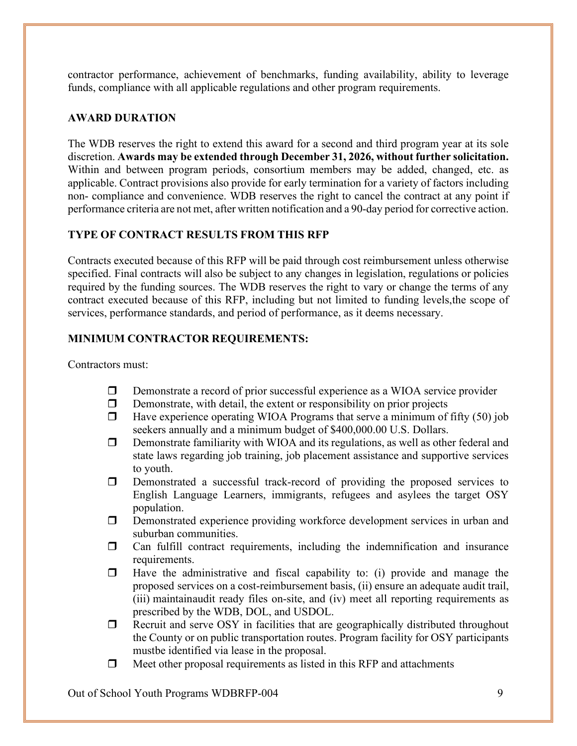contractor performance, achievement of benchmarks, funding availability, ability to leverage funds, compliance with all applicable regulations and other program requirements.

**AWARD DURATION**

The WDB reserves the right to extend this award for a second and third program year at its sole discretion. **Awards may be extended through December 31, 2026, without further solicitation.** Within and between program periods, consortium members may be added, changed, etc. as applicable. Contract provisions also provide for early termination for a variety of factors including non- compliance and convenience. WDB reserves the right to cancel the contract at any point if performance criteria are not met, after written notification and a 90-day period for corrective action.

**TYPE OF CONTRACT RESULTS FROM THIS RFP**

Contracts executed because of this RFP will be paid through cost reimbursement unless otherwise specified. Final contracts will also be subject to any changes in legislation, regulations or policies required by the funding sources. The WDB reserves the right to vary or change the terms of any contract executed because of this RFP, including but not limited to funding levels,the scope of services, performance standards, and period of performance, as it deems necessary.

**MINIMUM CONTRACTOR REQUIREMENTS:**

Contractors must:

- ❐ Demonstrate a record of prior successful experience as a WIOA service provider
- ❐ Demonstrate, with detail, the extent or responsibility on prior projects
- ❐ Have experience operating WIOA Programs that serve a minimum of fifty (50) job seekers annually and a minimum budget of $400,000.00 U.S. Dollars.
- ❐ Demonstrate familiarity with WIOA and its regulations, as well as other federal and state laws regarding job training, job placement assistance and supportive services to youth.
- ❐ Demonstrated a successful track-record of providing the proposed services to English Language Learners, immigrants, refugees and asylees the target OSY population.
- ❐ Demonstrated experience providing workforce development services in urban and suburban communities.
- ❐ Can fulfill contract requirements, including the indemnification and insurance requirements.
- ❐ Have the administrative and fiscal capability to: (i) provide and manage the proposed services on a cost-reimbursement basis, (ii) ensure an adequate audit trail, (iii) maintainaudit ready files on-site, and (iv) meet all reporting requirements as prescribed by the WDB, DOL, and USDOL.
- ❐ Recruit and serve OSY in facilities that are geographically distributed throughout the County or on public transportation routes. Program facility for OSY participants mustbe identified via lease in the proposal.
- ❐ Meet other proposal requirements as listed in this RFP and attachments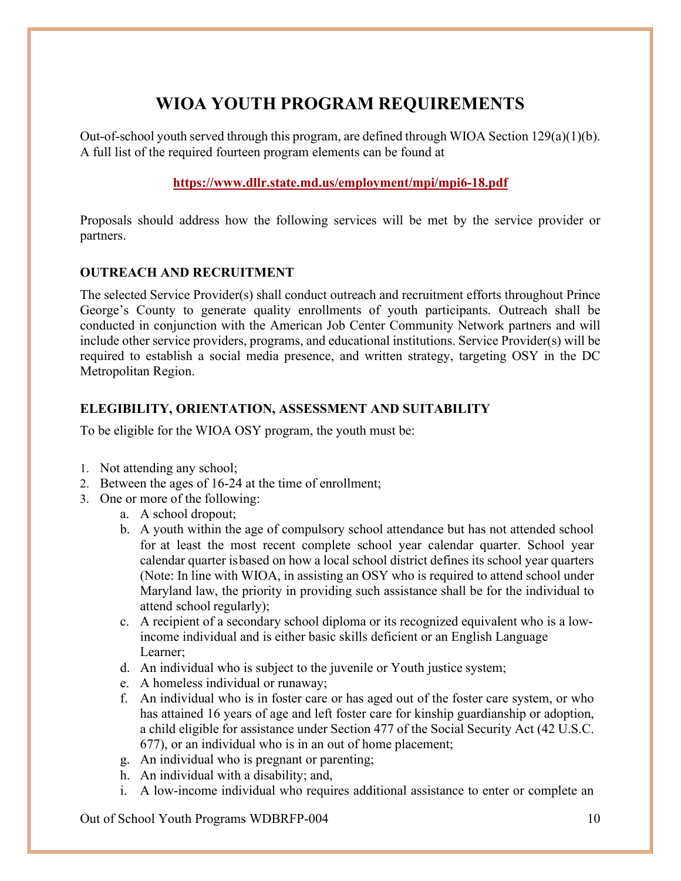# WIOA YOUTH PROGRAM REQUIREMENTS

Out-of-school youth served through this program, are defined through WIOA Section 129(a)(1)(b). A full list of the required fourteen program elements can be found at

**https://www.dllr.state.md.us/employment/mpi/mpi6-18.pdf**

Proposals should address how the following services will be met by the service provider or partners.

### OUTREACH AND RECRUITMENT

The selected Service Provider(s) shall conduct outreach and recruitment efforts throughout Prince George's County to generate quality enrollments of youth participants. Outreach shall be conducted in conjunction with the American Job Center Community Network partners and will include other service providers, programs, and educational institutions. Service Provider(s) will be required to establish a social media presence, and written strategy, targeting OSY in the DC Metropolitan Region.

### ELEGIBILITY, ORIENTATION, ASSESSMENT AND SUITABILITY

To be eligible for the WIOA OSY program, the youth must be:

1. Not attending any school;
2. Between the ages of 16-24 at the time of enrollment;
3. One or more of the following:
   a. A school dropout;
   b. A youth within the age of compulsory school attendance but has not attended school for at least the most recent complete school year calendar quarter. School year calendar quarter is based on how a local school district defines its school year quarters (Note: In line with WIOA, in assisting an OSY who is required to attend school under Maryland law, the priority in providing such assistance shall be for the individual to attend school regularly);
   c. A recipient of a secondary school diploma or its recognized equivalent who is a low-income individual and is either basic skills deficient or an English Language Learner;
   d. An individual who is subject to the juvenile or Youth justice system;
   e. A homeless individual or runaway;
   f. An individual who is in foster care or has aged out of the foster care system, or who has attained 16 years of age and left foster care for kinship guardianship or adoption, a child eligible for assistance under Section 477 of the Social Security Act (42 U.S.C. 677), or an individual who is in an out of home placement;
   g. An individual who is pregnant or parenting;
   h. An individual with a disability; and,
   i. A low-income individual who requires additional assistance to enter or complete an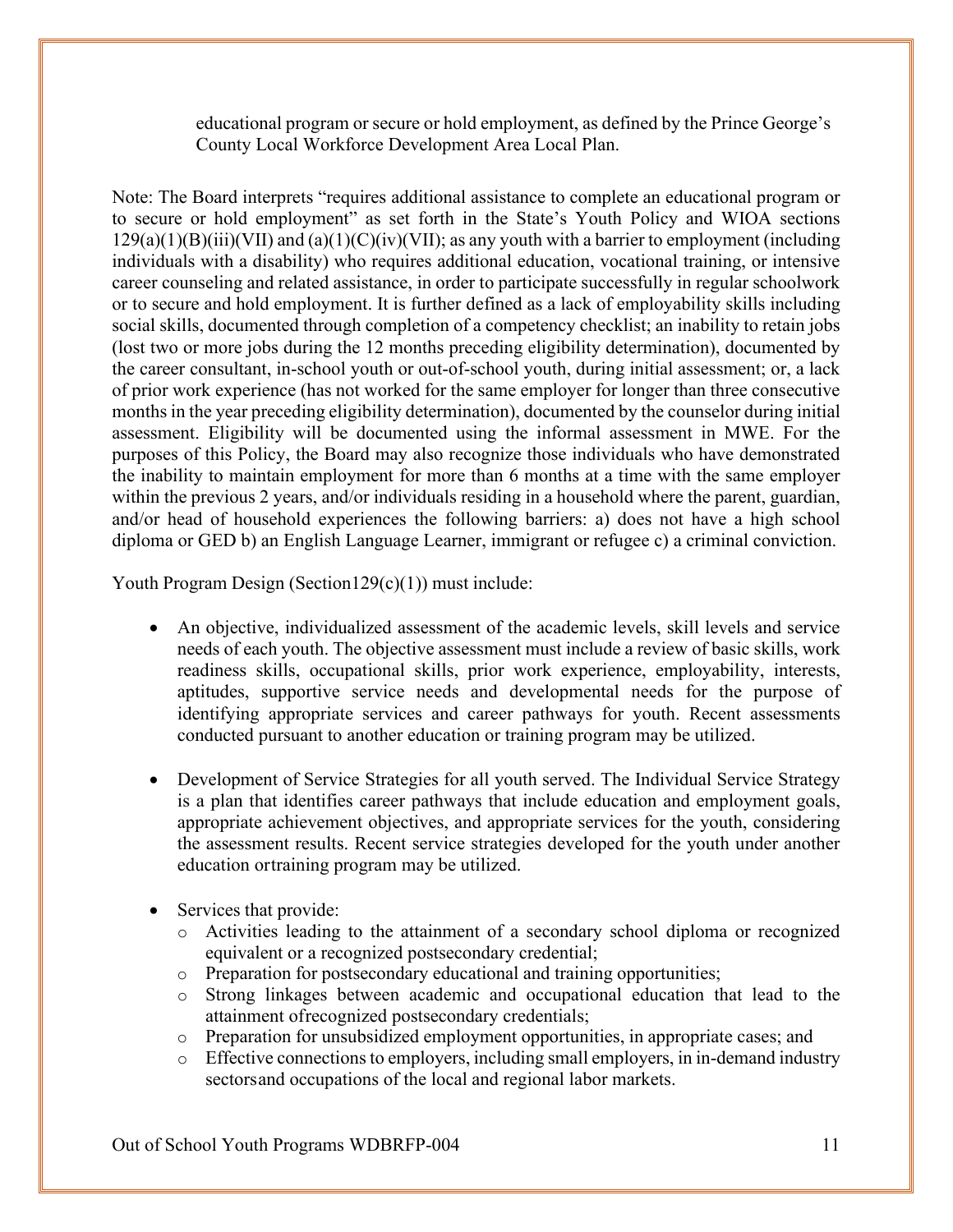educational program or secure or hold employment, as defined by the Prince George's County Local Workforce Development Area Local Plan.

Note: The Board interprets "requires additional assistance to complete an educational program or to secure or hold employment" as set forth in the State's Youth Policy and WIOA sections 129(a)(1)(B)(iii)(VII) and (a)(1)(C)(iv)(VII); as any youth with a barrier to employment (including individuals with a disability) who requires additional education, vocational training, or intensive career counseling and related assistance, in order to participate successfully in regular schoolwork or to secure and hold employment. It is further defined as a lack of employability skills including social skills, documented through completion of a competency checklist; an inability to retain jobs (lost two or more jobs during the 12 months preceding eligibility determination), documented by the career consultant, in-school youth or out-of-school youth, during initial assessment; or, a lack of prior work experience (has not worked for the same employer for longer than three consecutive months in the year preceding eligibility determination), documented by the counselor during initial assessment. Eligibility will be documented using the informal assessment in MWE. For the purposes of this Policy, the Board may also recognize those individuals who have demonstrated the inability to maintain employment for more than 6 months at a time with the same employer within the previous 2 years, and/or individuals residing in a household where the parent, guardian, and/or head of household experiences the following barriers: a) does not have a high school diploma or GED b) an English Language Learner, immigrant or refugee c) a criminal conviction.

Youth Program Design (Section129(c)(1)) must include:

- An objective, individualized assessment of the academic levels, skill levels and service needs of each youth. The objective assessment must include a review of basic skills, work readiness skills, occupational skills, prior work experience, employability, interests, aptitudes, supportive service needs and developmental needs for the purpose of identifying appropriate services and career pathways for youth. Recent assessments conducted pursuant to another education or training program may be utilized.

- Development of Service Strategies for all youth served. The Individual Service Strategy is a plan that identifies career pathways that include education and employment goals, appropriate achievement objectives, and appropriate services for the youth, considering the assessment results. Recent service strategies developed for the youth under another education ortraining program may be utilized.

- Services that provide:
  - Activities leading to the attainment of a secondary school diploma or recognized equivalent or a recognized postsecondary credential;
  - Preparation for postsecondary educational and training opportunities;
  - Strong linkages between academic and occupational education that lead to the attainment ofrecognized postsecondary credentials;
  - Preparation for unsubsidized employment opportunities, in appropriate cases; and
  - Effective connections to employers, including small employers, in in-demand industry sectorsand occupations of the local and regional labor markets.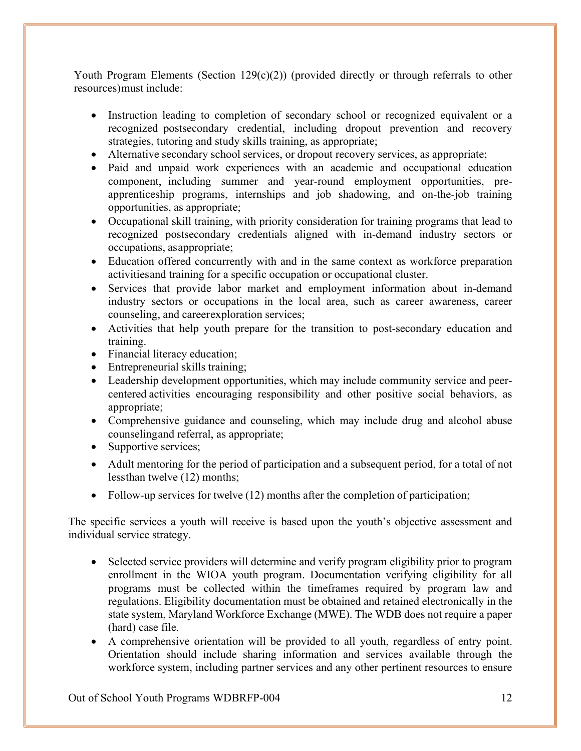Youth Program Elements (Section 129(c)(2)) (provided directly or through referrals to other resources) must include:

- Instruction leading to completion of secondary school or recognized equivalent or a recognized postsecondary credential, including dropout prevention and recovery strategies, tutoring and study skills training, as appropriate;
- Alternative secondary school services, or dropout recovery services, as appropriate;
- Paid and unpaid work experiences with an academic and occupational education component, including summer and year-round employment opportunities, pre-apprenticeship programs, internships and job shadowing, and on-the-job training opportunities, as appropriate;
- Occupational skill training, with priority consideration for training programs that lead to recognized postsecondary credentials aligned with in-demand industry sectors or occupations, as appropriate;
- Education offered concurrently with and in the same context as workforce preparation activities and training for a specific occupation or occupational cluster.
- Services that provide labor market and employment information about in-demand industry sectors or occupations in the local area, such as career awareness, career counseling, and career exploration services;
- Activities that help youth prepare for the transition to post-secondary education and training.
- Financial literacy education;
- Entrepreneurial skills training;
- Leadership development opportunities, which may include community service and peer-centered activities encouraging responsibility and other positive social behaviors, as appropriate;
- Comprehensive guidance and counseling, which may include drug and alcohol abuse counseling and referral, as appropriate;
- Supportive services;
- Adult mentoring for the period of participation and a subsequent period, for a total of not less than twelve (12) months;
- Follow-up services for twelve (12) months after the completion of participation;

The specific services a youth will receive is based upon the youth's objective assessment and individual service strategy.

- Selected service providers will determine and verify program eligibility prior to program enrollment in the WIOA youth program. Documentation verifying eligibility for all programs must be collected within the timeframes required by program law and regulations. Eligibility documentation must be obtained and retained electronically in the state system, Maryland Workforce Exchange (MWE). The WDB does not require a paper (hard) case file.
- A comprehensive orientation will be provided to all youth, regardless of entry point. Orientation should include sharing information and services available through the workforce system, including partner services and any other pertinent resources to ensure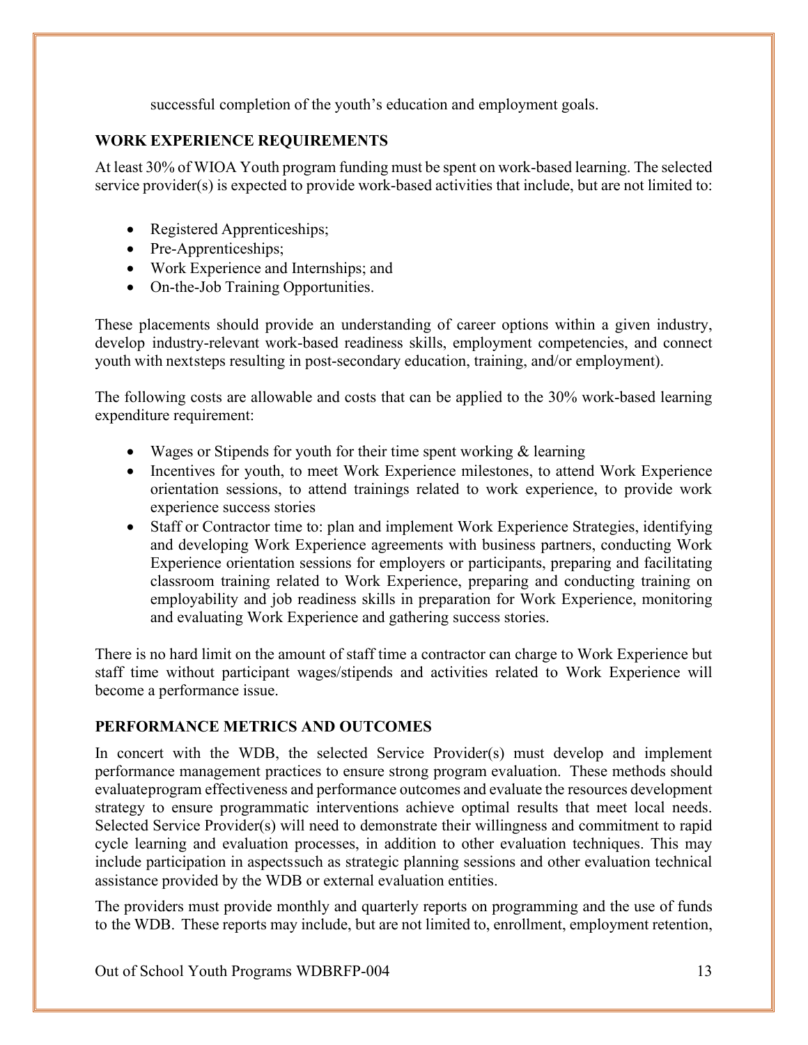successful completion of the youth's education and employment goals.

## WORK EXPERIENCE REQUIREMENTS

At least 30% of WIOA Youth program funding must be spent on work-based learning. The selected service provider(s) is expected to provide work-based activities that include, but are not limited to:

- Registered Apprenticeships;
- Pre-Apprenticeships;
- Work Experience and Internships; and
- On-the-Job Training Opportunities.

These placements should provide an understanding of career options within a given industry, develop industry-relevant work-based readiness skills, employment competencies, and connect youth with nextsteps resulting in post-secondary education, training, and/or employment).

The following costs are allowable and costs that can be applied to the 30% work-based learning expenditure requirement:

- Wages or Stipends for youth for their time spent working & learning
- Incentives for youth, to meet Work Experience milestones, to attend Work Experience orientation sessions, to attend trainings related to work experience, to provide work experience success stories
- Staff or Contractor time to: plan and implement Work Experience Strategies, identifying and developing Work Experience agreements with business partners, conducting Work Experience orientation sessions for employers or participants, preparing and facilitating classroom training related to Work Experience, preparing and conducting training on employability and job readiness skills in preparation for Work Experience, monitoring and evaluating Work Experience and gathering success stories.

There is no hard limit on the amount of staff time a contractor can charge to Work Experience but staff time without participant wages/stipends and activities related to Work Experience will become a performance issue.

## PERFORMANCE METRICS AND OUTCOMES

In concert with the WDB, the selected Service Provider(s) must develop and implement performance management practices to ensure strong program evaluation. These methods should evaluateprogram effectiveness and performance outcomes and evaluate the resources development strategy to ensure programmatic interventions achieve optimal results that meet local needs. Selected Service Provider(s) will need to demonstrate their willingness and commitment to rapid cycle learning and evaluation processes, in addition to other evaluation techniques. This may include participation in aspectssuch as strategic planning sessions and other evaluation technical assistance provided by the WDB or external evaluation entities.

The providers must provide monthly and quarterly reports on programming and the use of funds to the WDB. These reports may include, but are not limited to, enrollment, employment retention,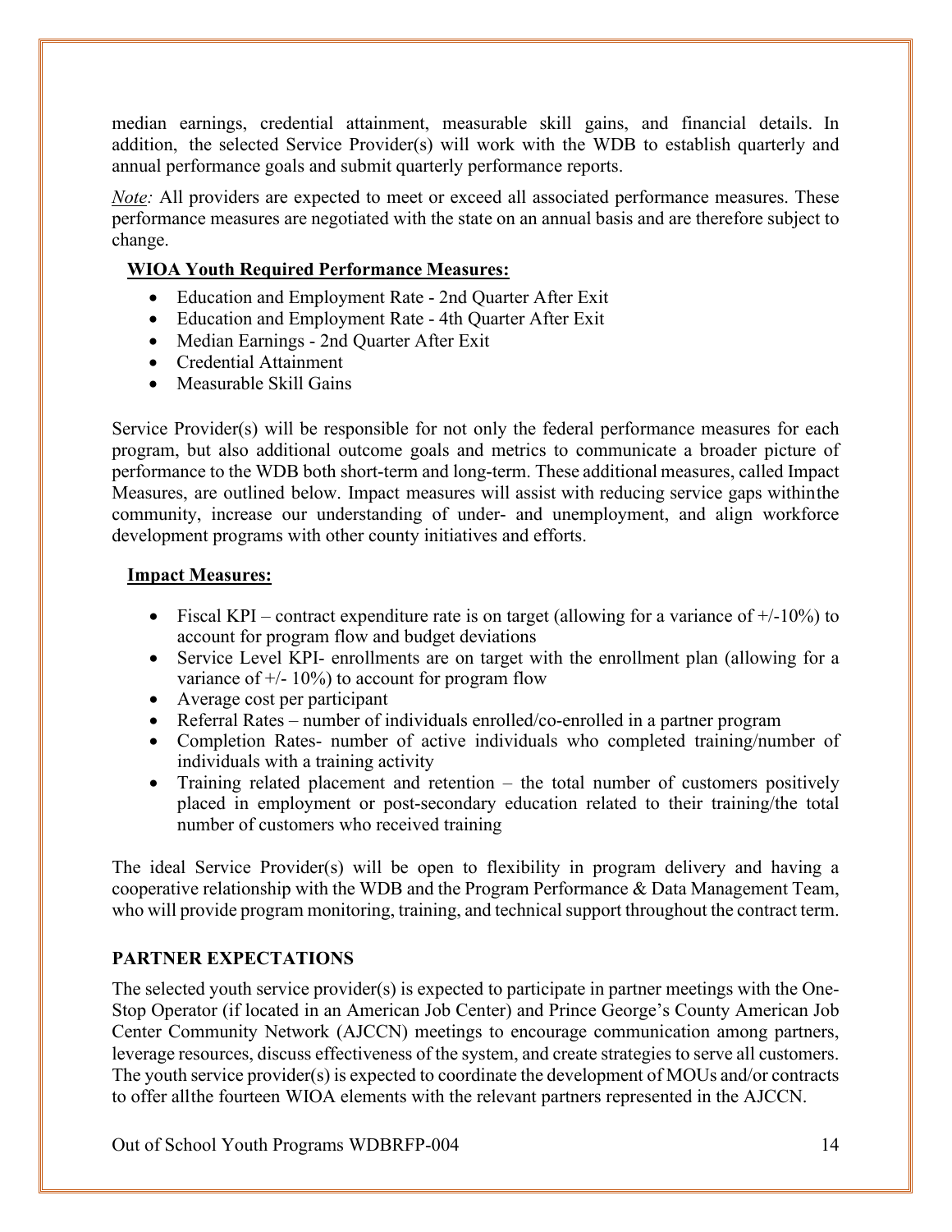median earnings, credential attainment, measurable skill gains, and financial details. In addition, the selected Service Provider(s) will work with the WDB to establish quarterly and annual performance goals and submit quarterly performance reports.

*Note:* All providers are expected to meet or exceed all associated performance measures. These performance measures are negotiated with the state on an annual basis and are therefore subject to change.

**WIOA Youth Required Performance Measures:**

- Education and Employment Rate - 2nd Quarter After Exit
- Education and Employment Rate - 4th Quarter After Exit
- Median Earnings - 2nd Quarter After Exit
- Credential Attainment
- Measurable Skill Gains

Service Provider(s) will be responsible for not only the federal performance measures for each program, but also additional outcome goals and metrics to communicate a broader picture of performance to the WDB both short-term and long-term. These additional measures, called Impact Measures, are outlined below. Impact measures will assist with reducing service gaps within the community, increase our understanding of under- and unemployment, and align workforce development programs with other county initiatives and efforts.

**Impact Measures:**

- Fiscal KPI – contract expenditure rate is on target (allowing for a variance of +/-10%) to account for program flow and budget deviations
- Service Level KPI- enrollments are on target with the enrollment plan (allowing for a variance of +/- 10%) to account for program flow
- Average cost per participant
- Referral Rates – number of individuals enrolled/co-enrolled in a partner program
- Completion Rates- number of active individuals who completed training/number of individuals with a training activity
- Training related placement and retention – the total number of customers positively placed in employment or post-secondary education related to their training/the total number of customers who received training

The ideal Service Provider(s) will be open to flexibility in program delivery and having a cooperative relationship with the WDB and the Program Performance & Data Management Team, who will provide program monitoring, training, and technical support throughout the contract term.

## PARTNER EXPECTATIONS

The selected youth service provider(s) is expected to participate in partner meetings with the One-Stop Operator (if located in an American Job Center) and Prince George's County American Job Center Community Network (AJCCN) meetings to encourage communication among partners, leverage resources, discuss effectiveness of the system, and create strategies to serve all customers. The youth service provider(s) is expected to coordinate the development of MOUs and/or contracts to offer all the fourteen WIOA elements with the relevant partners represented in the AJCCN.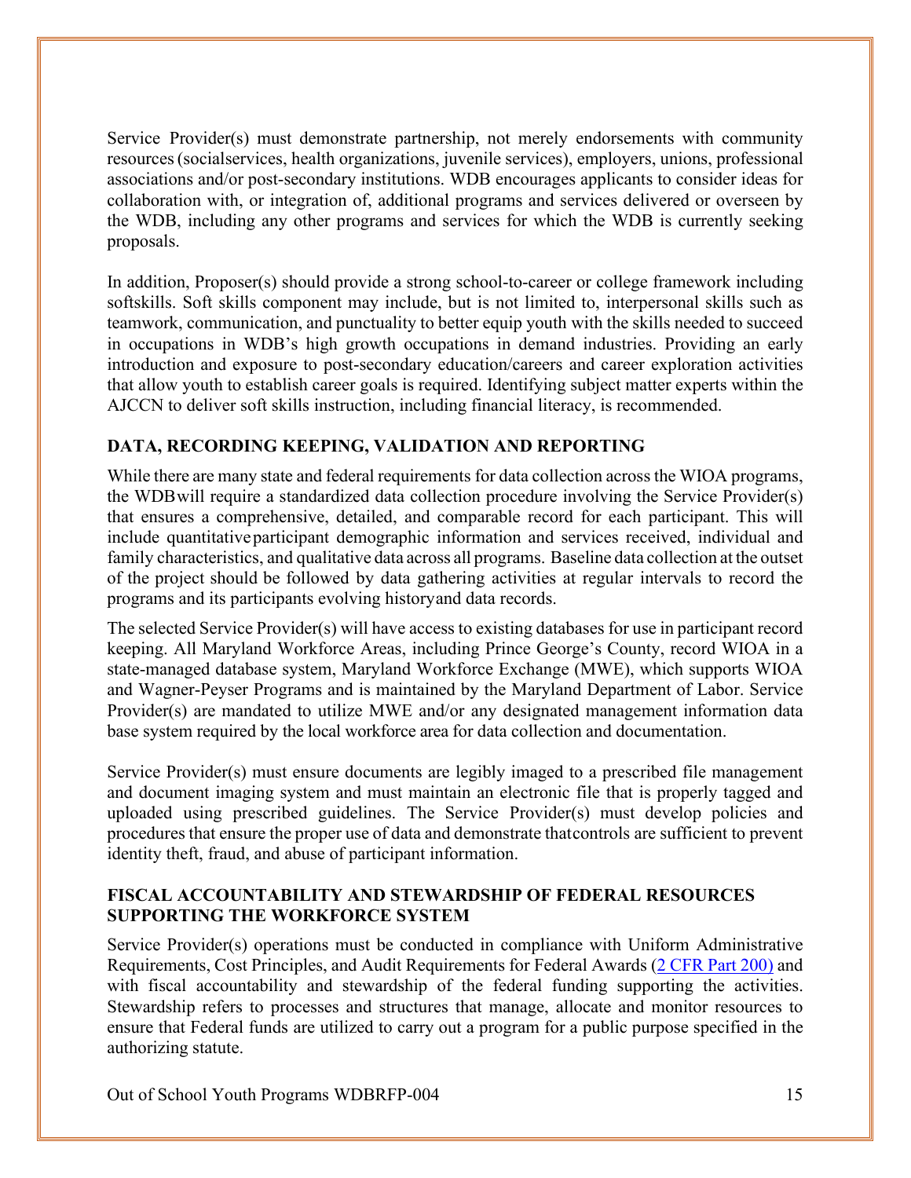Service Provider(s) must demonstrate partnership, not merely endorsements with community resources (socialservices, health organizations, juvenile services), employers, unions, professional associations and/or post-secondary institutions. WDB encourages applicants to consider ideas for collaboration with, or integration of, additional programs and services delivered or overseen by the WDB, including any other programs and services for which the WDB is currently seeking proposals.

In addition, Proposer(s) should provide a strong school-to-career or college framework including softskills. Soft skills component may include, but is not limited to, interpersonal skills such as teamwork, communication, and punctuality to better equip youth with the skills needed to succeed in occupations in WDB's high growth occupations in demand industries. Providing an early introduction and exposure to post-secondary education/careers and career exploration activities that allow youth to establish career goals is required. Identifying subject matter experts within the AJCCN to deliver soft skills instruction, including financial literacy, is recommended.

### DATA, RECORDING KEEPING, VALIDATION AND REPORTING

While there are many state and federal requirements for data collection across the WIOA programs, the WDBwill require a standardized data collection procedure involving the Service Provider(s) that ensures a comprehensive, detailed, and comparable record for each participant. This will include quantitativeparticipant demographic information and services received, individual and family characteristics, and qualitative data across all programs. Baseline data collection at the outset of the project should be followed by data gathering activities at regular intervals to record the programs and its participants evolving historyand data records.

The selected Service Provider(s) will have access to existing databases for use in participant record keeping. All Maryland Workforce Areas, including Prince George's County, record WIOA in a state-managed database system, Maryland Workforce Exchange (MWE), which supports WIOA and Wagner-Peyser Programs and is maintained by the Maryland Department of Labor. Service Provider(s) are mandated to utilize MWE and/or any designated management information data base system required by the local workforce area for data collection and documentation.

Service Provider(s) must ensure documents are legibly imaged to a prescribed file management and document imaging system and must maintain an electronic file that is properly tagged and uploaded using prescribed guidelines. The Service Provider(s) must develop policies and procedures that ensure the proper use of data and demonstrate thatcontrols are sufficient to prevent identity theft, fraud, and abuse of participant information.

### FISCAL ACCOUNTABILITY AND STEWARDSHIP OF FEDERAL RESOURCES SUPPORTING THE WORKFORCE SYSTEM

Service Provider(s) operations must be conducted in compliance with Uniform Administrative Requirements, Cost Principles, and Audit Requirements for Federal Awards (2 CFR Part 200) and with fiscal accountability and stewardship of the federal funding supporting the activities. Stewardship refers to processes and structures that manage, allocate and monitor resources to ensure that Federal funds are utilized to carry out a program for a public purpose specified in the authorizing statute.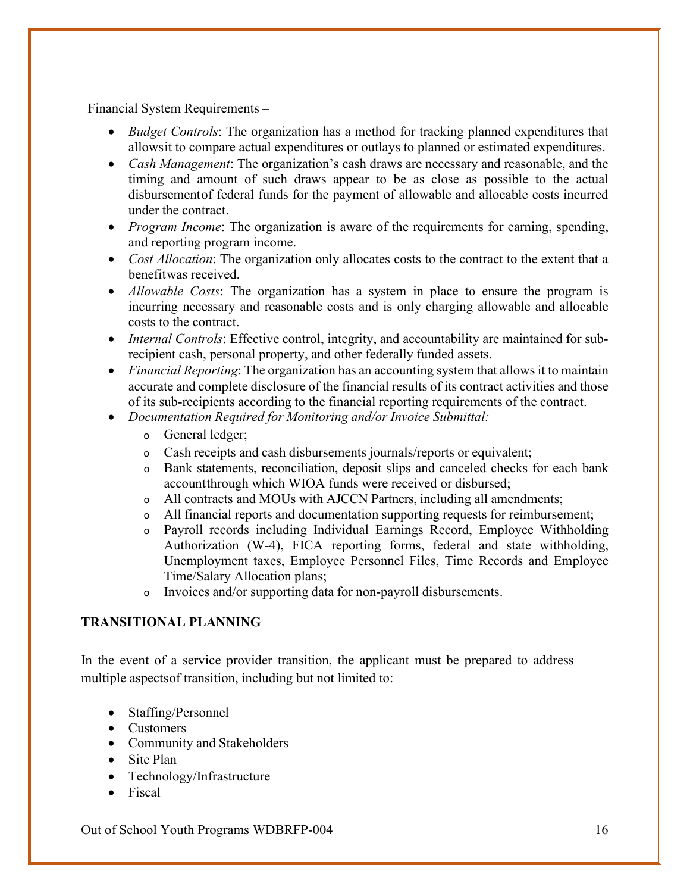Financial System Requirements –

- *Budget Controls*: The organization has a method for tracking planned expenditures that allowsit to compare actual expenditures or outlays to planned or estimated expenditures.
- *Cash Management*: The organization's cash draws are necessary and reasonable, and the timing and amount of such draws appear to be as close as possible to the actual disbursementof federal funds for the payment of allowable and allocable costs incurred under the contract.
- *Program Income*: The organization is aware of the requirements for earning, spending, and reporting program income.
- *Cost Allocation*: The organization only allocates costs to the contract to the extent that a benefitwas received.
- *Allowable Costs*: The organization has a system in place to ensure the program is incurring necessary and reasonable costs and is only charging allowable and allocable costs to the contract.
- *Internal Controls*: Effective control, integrity, and accountability are maintained for sub-recipient cash, personal property, and other federally funded assets.
- *Financial Reporting*: The organization has an accounting system that allows it to maintain accurate and complete disclosure of the financial results of its contract activities and those of its sub-recipients according to the financial reporting requirements of the contract.
- *Documentation Required for Monitoring and/or Invoice Submittal:*
  - General ledger;
  - Cash receipts and cash disbursements journals/reports or equivalent;
  - Bank statements, reconciliation, deposit slips and canceled checks for each bank accountthrough which WIOA funds were received or disbursed;
  - All contracts and MOUs with AJCCN Partners, including all amendments;
  - All financial reports and documentation supporting requests for reimbursement;
  - Payroll records including Individual Earnings Record, Employee Withholding Authorization (W-4), FICA reporting forms, federal and state withholding, Unemployment taxes, Employee Personnel Files, Time Records and Employee Time/Salary Allocation plans;
  - Invoices and/or supporting data for non-payroll disbursements.

**TRANSITIONAL PLANNING**

In the event of a service provider transition, the applicant must be prepared to address multiple aspectsof transition, including but not limited to:

- Staffing/Personnel
- Customers
- Community and Stakeholders
- Site Plan
- Technology/Infrastructure
- Fiscal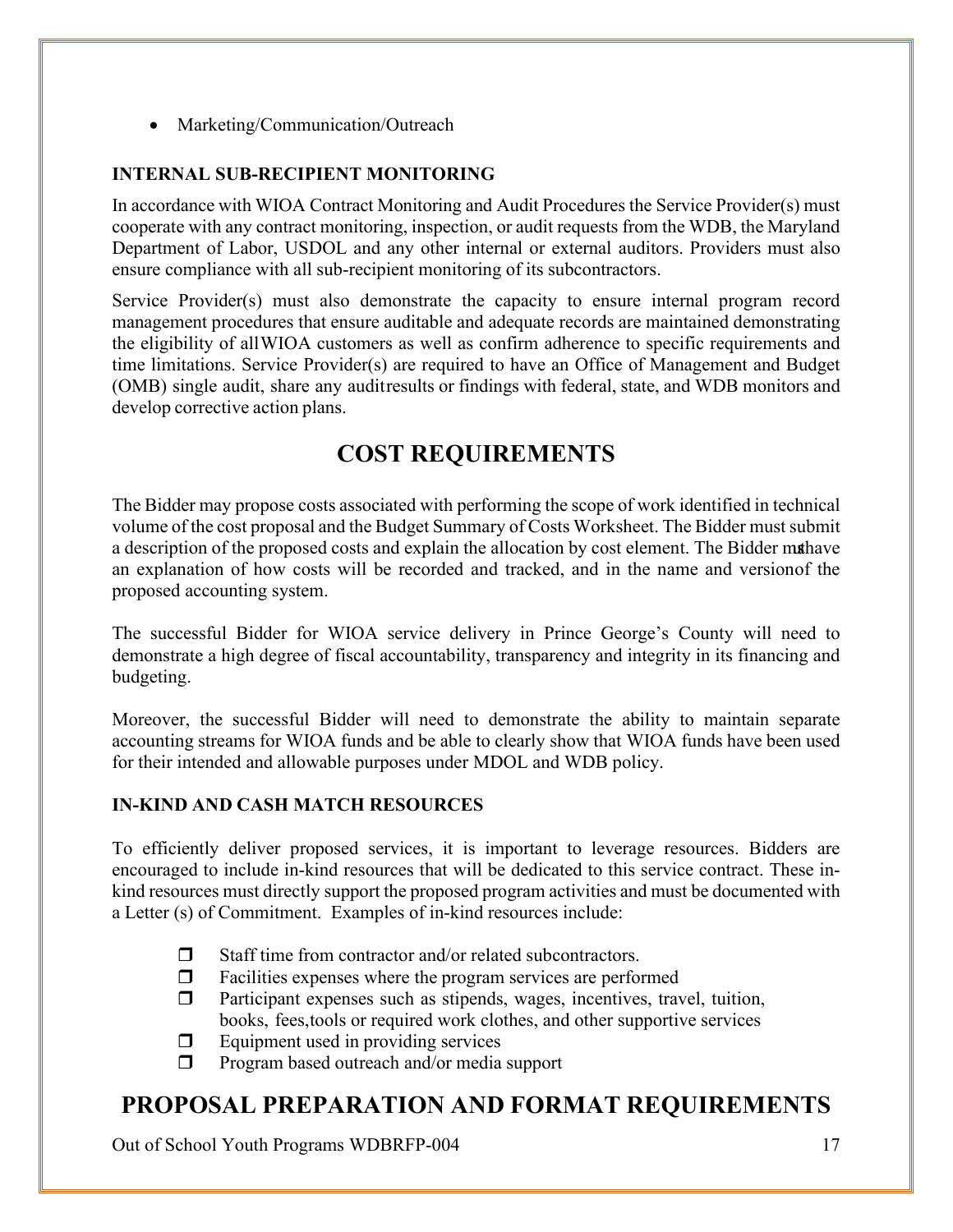- Marketing/Communication/Outreach

### INTERNAL SUB-RECIPIENT MONITORING

In accordance with WIOA Contract Monitoring and Audit Procedures the Service Provider(s) must cooperate with any contract monitoring, inspection, or audit requests from the WDB, the Maryland Department of Labor, USDOL and any other internal or external auditors. Providers must also ensure compliance with all sub-recipient monitoring of its subcontractors.

Service Provider(s) must also demonstrate the capacity to ensure internal program record management procedures that ensure auditable and adequate records are maintained demonstrating the eligibility of all WIOA customers as well as confirm adherence to specific requirements and time limitations. Service Provider(s) are required to have an Office of Management and Budget (OMB) single audit, share any audit results or findings with federal, state, and WDB monitors and develop corrective action plans.

## COST REQUIREMENTS

The Bidder may propose costs associated with performing the scope of work identified in technical volume of the cost proposal and the Budget Summary of Costs Worksheet. The Bidder must submit a description of the proposed costs and explain the allocation by cost element. The Bidder must have an explanation of how costs will be recorded and tracked, and in the name and version of the proposed accounting system.

The successful Bidder for WIOA service delivery in Prince George's County will need to demonstrate a high degree of fiscal accountability, transparency and integrity in its financing and budgeting.

Moreover, the successful Bidder will need to demonstrate the ability to maintain separate accounting streams for WIOA funds and be able to clearly show that WIOA funds have been used for their intended and allowable purposes under MDOL and WDB policy.

### IN-KIND AND CASH MATCH RESOURCES

To efficiently deliver proposed services, it is important to leverage resources. Bidders are encouraged to include in-kind resources that will be dedicated to this service contract. These in-kind resources must directly support the proposed program activities and must be documented with a Letter (s) of Commitment. Examples of in-kind resources include:

- ❒ Staff time from contractor and/or related subcontractors.
- ❒ Facilities expenses where the program services are performed
- ❒ Participant expenses such as stipends, wages, incentives, travel, tuition, books, fees, tools or required work clothes, and other supportive services
- ❒ Equipment used in providing services
- ❒ Program based outreach and/or media support

## PROPOSAL PREPARATION AND FORMAT REQUIREMENTS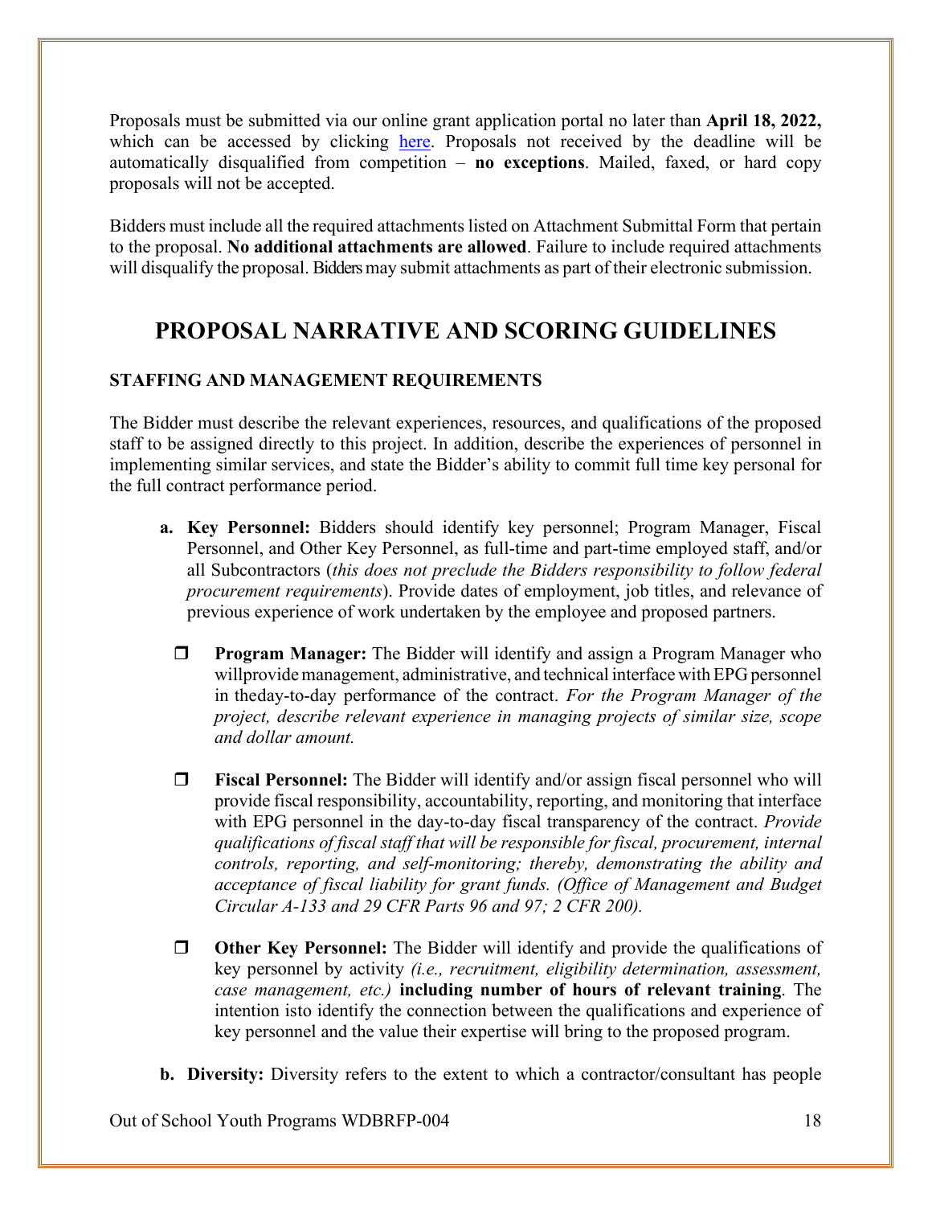Proposals must be submitted via our online grant application portal no later than **April 18, 2022,** which can be accessed by clicking here. Proposals not received by the deadline will be automatically disqualified from competition – **no exceptions**. Mailed, faxed, or hard copy proposals will not be accepted.

Bidders must include all the required attachments listed on Attachment Submittal Form that pertain to the proposal. **No additional attachments are allowed**. Failure to include required attachments will disqualify the proposal. Bidders may submit attachments as part of their electronic submission.

## PROPOSAL NARRATIVE AND SCORING GUIDELINES

### STAFFING AND MANAGEMENT REQUIREMENTS

The Bidder must describe the relevant experiences, resources, and qualifications of the proposed staff to be assigned directly to this project. In addition, describe the experiences of personnel in implementing similar services, and state the Bidder's ability to commit full time key personal for the full contract performance period.

**a. Key Personnel:** Bidders should identify key personnel; Program Manager, Fiscal Personnel, and Other Key Personnel, as full-time and part-time employed staff, and/or all Subcontractors (*this does not preclude the Bidders responsibility to follow federal procurement requirements*). Provide dates of employment, job titles, and relevance of previous experience of work undertaken by the employee and proposed partners.

- ❒ **Program Manager:** The Bidder will identify and assign a Program Manager who willprovide management, administrative, and technical interface with EPG personnel in theday-to-day performance of the contract. *For the Program Manager of the project, describe relevant experience in managing projects of similar size, scope and dollar amount.*

- ❒ **Fiscal Personnel:** The Bidder will identify and/or assign fiscal personnel who will provide fiscal responsibility, accountability, reporting, and monitoring that interface with EPG personnel in the day-to-day fiscal transparency of the contract. *Provide qualifications of fiscal staff that will be responsible for fiscal, procurement, internal controls, reporting, and self-monitoring; thereby, demonstrating the ability and acceptance of fiscal liability for grant funds. (Office of Management and Budget Circular A-133 and 29 CFR Parts 96 and 97; 2 CFR 200).*

- ❒ **Other Key Personnel:** The Bidder will identify and provide the qualifications of key personnel by activity *(i.e., recruitment, eligibility determination, assessment, case management, etc.)* **including number of hours of relevant training**. The intention isto identify the connection between the qualifications and experience of key personnel and the value their expertise will bring to the proposed program.

**b. Diversity:** Diversity refers to the extent to which a contractor/consultant has people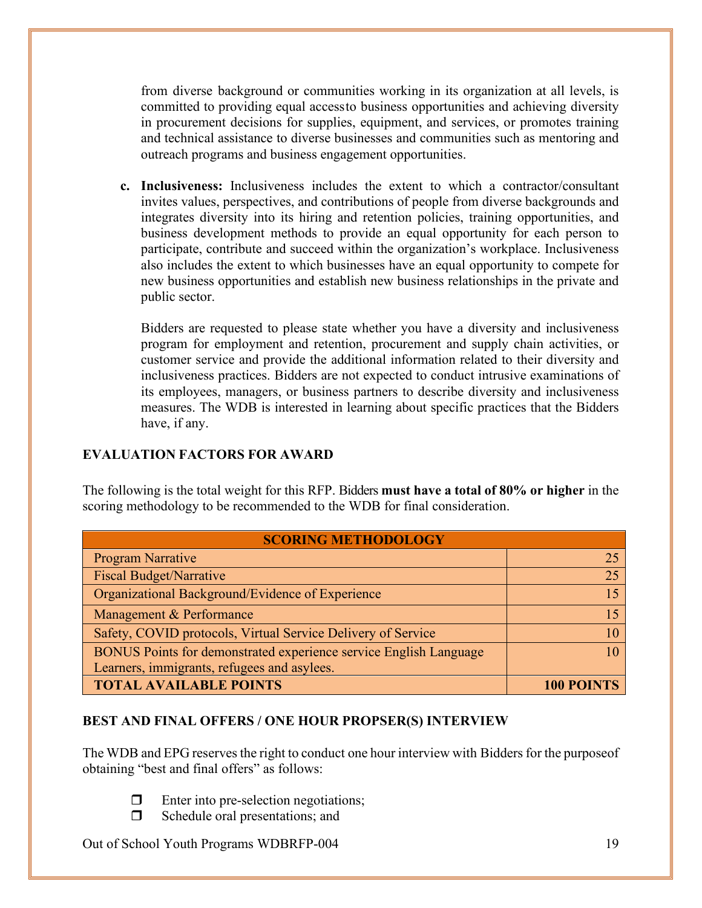from diverse background or communities working in its organization at all levels, is committed to providing equal accessto business opportunities and achieving diversity in procurement decisions for supplies, equipment, and services, or promotes training and technical assistance to diverse businesses and communities such as mentoring and outreach programs and business engagement opportunities.

c. **Inclusiveness:** Inclusiveness includes the extent to which a contractor/consultant invites values, perspectives, and contributions of people from diverse backgrounds and integrates diversity into its hiring and retention policies, training opportunities, and business development methods to provide an equal opportunity for each person to participate, contribute and succeed within the organization's workplace. Inclusiveness also includes the extent to which businesses have an equal opportunity to compete for new business opportunities and establish new business relationships in the private and public sector.

   Bidders are requested to please state whether you have a diversity and inclusiveness program for employment and retention, procurement and supply chain activities, or customer service and provide the additional information related to their diversity and inclusiveness practices. Bidders are not expected to conduct intrusive examinations of its employees, managers, or business partners to describe diversity and inclusiveness measures. The WDB is interested in learning about specific practices that the Bidders have, if any.

## EVALUATION FACTORS FOR AWARD

The following is the total weight for this RFP. Bidders **must have a total of 80% or higher** in the scoring methodology to be recommended to the WDB for final consideration.

| SCORING METHODOLOGY | |
|---|---|
| Program Narrative | 25 |
| Fiscal Budget/Narrative | 25 |
| Organizational Background/Evidence of Experience | 15 |
| Management & Performance | 15 |
| Safety, COVID protocols, Virtual Service Delivery of Service | 10 |
| BONUS Points for demonstrated experience service English Language Learners, immigrants, refugees and asylees. | 10 |
| **TOTAL AVAILABLE POINTS** | **100 POINTS** |

## BEST AND FINAL OFFERS / ONE HOUR PROPSER(S) INTERVIEW

The WDB and EPG reserves the right to conduct one hour interview with Bidders for the purposeof obtaining "best and final offers" as follows:

- ❒ Enter into pre-selection negotiations;
- ❒ Schedule oral presentations; and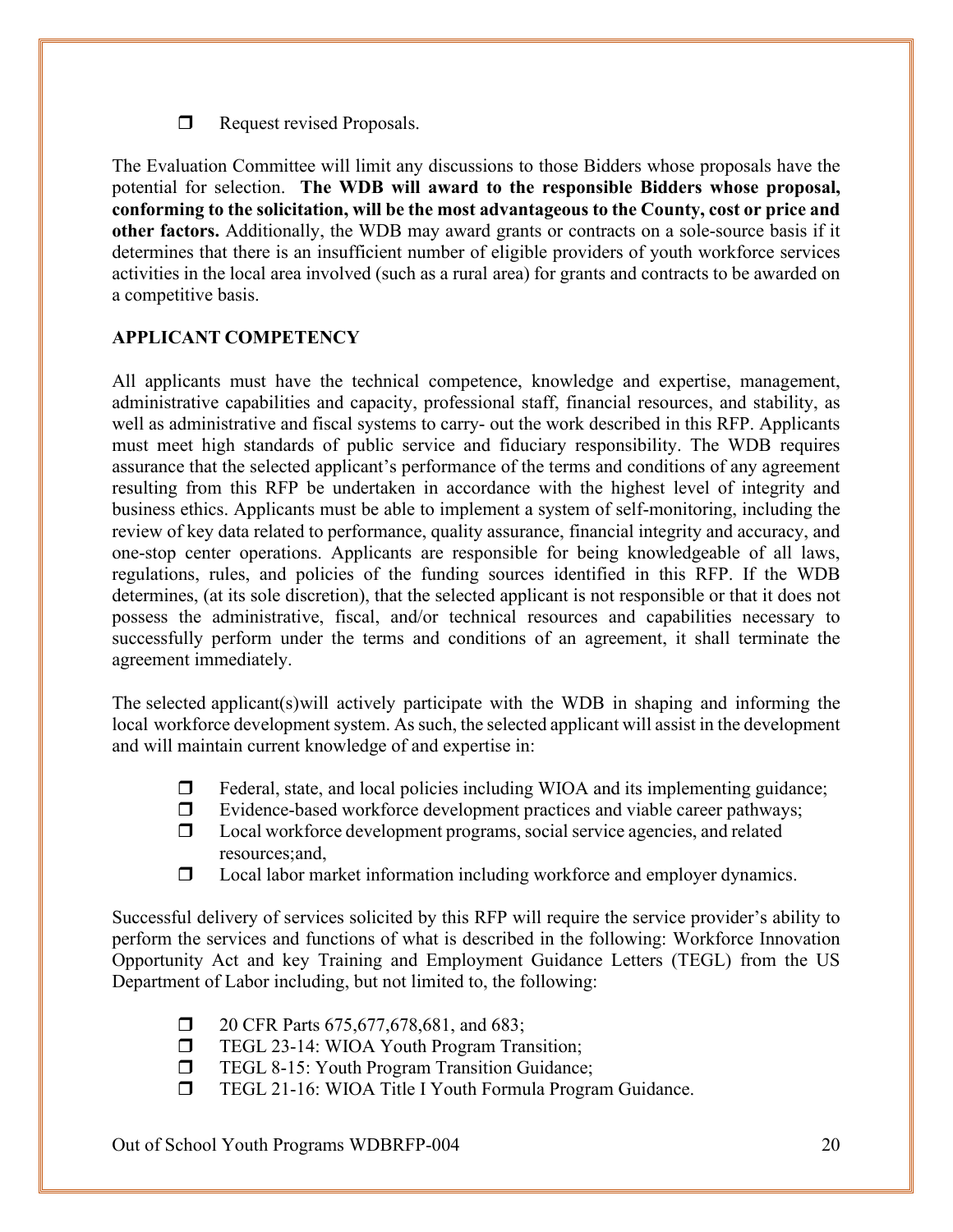- Request revised Proposals.

The Evaluation Committee will limit any discussions to those Bidders whose proposals have the potential for selection. **The WDB will award to the responsible Bidders whose proposal, conforming to the solicitation, will be the most advantageous to the County, cost or price and other factors.** Additionally, the WDB may award grants or contracts on a sole-source basis if it determines that there is an insufficient number of eligible providers of youth workforce services activities in the local area involved (such as a rural area) for grants and contracts to be awarded on a competitive basis.

**APPLICANT COMPETENCY**

All applicants must have the technical competence, knowledge and expertise, management, administrative capabilities and capacity, professional staff, financial resources, and stability, as well as administrative and fiscal systems to carry- out the work described in this RFP. Applicants must meet high standards of public service and fiduciary responsibility. The WDB requires assurance that the selected applicant's performance of the terms and conditions of any agreement resulting from this RFP be undertaken in accordance with the highest level of integrity and business ethics. Applicants must be able to implement a system of self-monitoring, including the review of key data related to performance, quality assurance, financial integrity and accuracy, and one-stop center operations. Applicants are responsible for being knowledgeable of all laws, regulations, rules, and policies of the funding sources identified in this RFP. If the WDB determines, (at its sole discretion), that the selected applicant is not responsible or that it does not possess the administrative, fiscal, and/or technical resources and capabilities necessary to successfully perform under the terms and conditions of an agreement, it shall terminate the agreement immediately.

The selected applicant(s)will actively participate with the WDB in shaping and informing the local workforce development system. As such, the selected applicant will assist in the development and will maintain current knowledge of and expertise in:

- Federal, state, and local policies including WIOA and its implementing guidance;
- Evidence-based workforce development practices and viable career pathways;
- Local workforce development programs, social service agencies, and related resources;and,
- Local labor market information including workforce and employer dynamics.

Successful delivery of services solicited by this RFP will require the service provider's ability to perform the services and functions of what is described in the following: Workforce Innovation Opportunity Act and key Training and Employment Guidance Letters (TEGL) from the US Department of Labor including, but not limited to, the following:

- 20 CFR Parts 675,677,678,681, and 683;
- TEGL 23-14: WIOA Youth Program Transition;
- TEGL 8-15: Youth Program Transition Guidance;
- TEGL 21-16: WIOA Title I Youth Formula Program Guidance.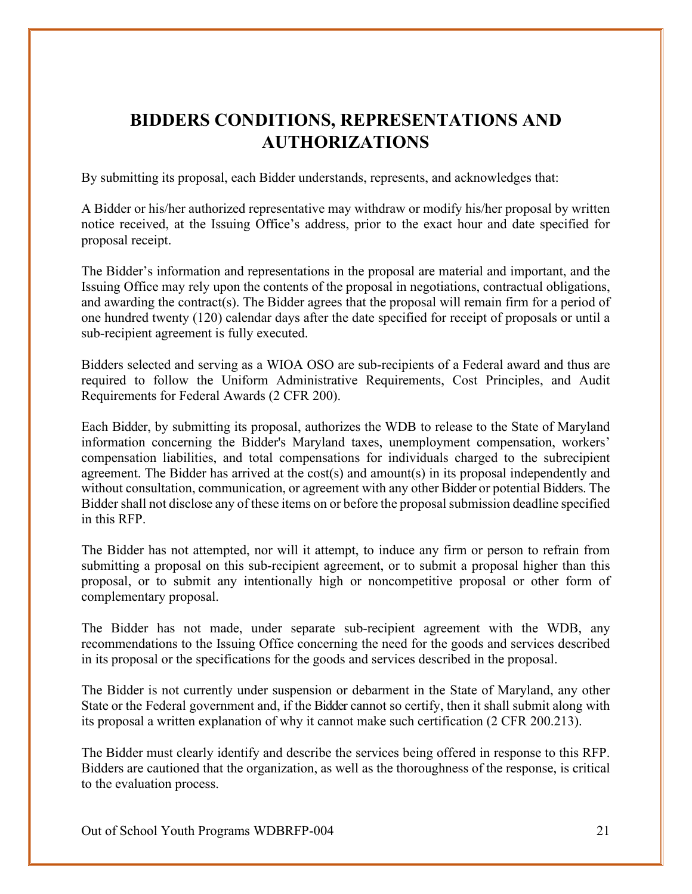# BIDDERS CONDITIONS, REPRESENTATIONS AND AUTHORIZATIONS

By submitting its proposal, each Bidder understands, represents, and acknowledges that:

A Bidder or his/her authorized representative may withdraw or modify his/her proposal by written notice received, at the Issuing Office's address, prior to the exact hour and date specified for proposal receipt.

The Bidder's information and representations in the proposal are material and important, and the Issuing Office may rely upon the contents of the proposal in negotiations, contractual obligations, and awarding the contract(s). The Bidder agrees that the proposal will remain firm for a period of one hundred twenty (120) calendar days after the date specified for receipt of proposals or until a sub-recipient agreement is fully executed.

Bidders selected and serving as a WIOA OSO are sub-recipients of a Federal award and thus are required to follow the Uniform Administrative Requirements, Cost Principles, and Audit Requirements for Federal Awards (2 CFR 200).

Each Bidder, by submitting its proposal, authorizes the WDB to release to the State of Maryland information concerning the Bidder's Maryland taxes, unemployment compensation, workers' compensation liabilities, and total compensations for individuals charged to the subrecipient agreement. The Bidder has arrived at the cost(s) and amount(s) in its proposal independently and without consultation, communication, or agreement with any other Bidder or potential Bidders. The Bidder shall not disclose any of these items on or before the proposal submission deadline specified in this RFP.

The Bidder has not attempted, nor will it attempt, to induce any firm or person to refrain from submitting a proposal on this sub-recipient agreement, or to submit a proposal higher than this proposal, or to submit any intentionally high or noncompetitive proposal or other form of complementary proposal.

The Bidder has not made, under separate sub-recipient agreement with the WDB, any recommendations to the Issuing Office concerning the need for the goods and services described in its proposal or the specifications for the goods and services described in the proposal.

The Bidder is not currently under suspension or debarment in the State of Maryland, any other State or the Federal government and, if the Bidder cannot so certify, then it shall submit along with its proposal a written explanation of why it cannot make such certification (2 CFR 200.213).

The Bidder must clearly identify and describe the services being offered in response to this RFP. Bidders are cautioned that the organization, as well as the thoroughness of the response, is critical to the evaluation process.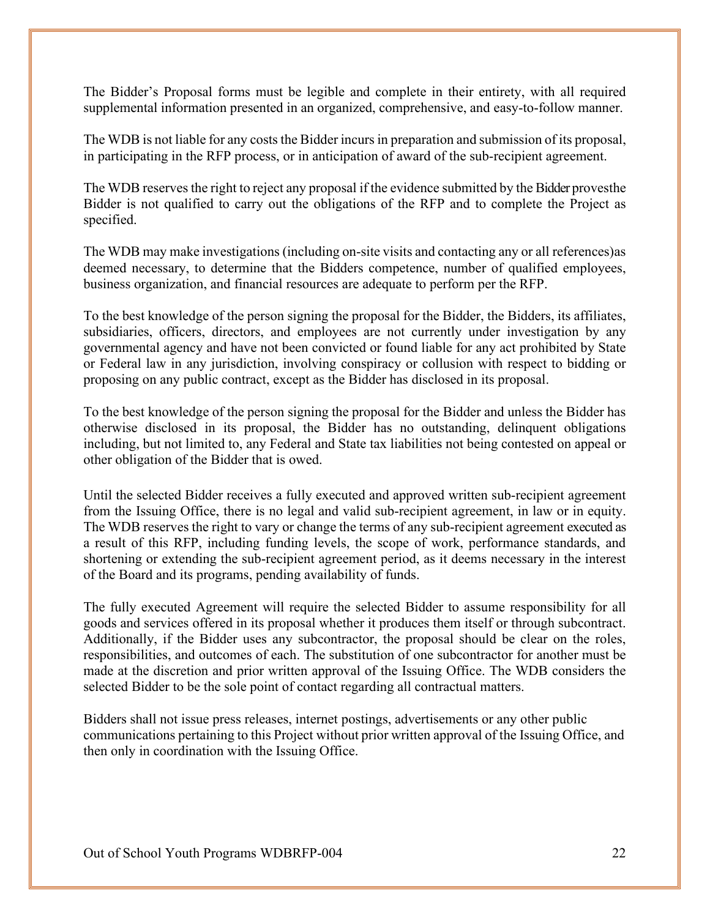The Bidder's Proposal forms must be legible and complete in their entirety, with all required supplemental information presented in an organized, comprehensive, and easy-to-follow manner.

The WDB is not liable for any costs the Bidder incurs in preparation and submission of its proposal, in participating in the RFP process, or in anticipation of award of the sub-recipient agreement.

The WDB reserves the right to reject any proposal if the evidence submitted by the Bidder provesthe Bidder is not qualified to carry out the obligations of the RFP and to complete the Project as specified.

The WDB may make investigations (including on-site visits and contacting any or all references)as deemed necessary, to determine that the Bidders competence, number of qualified employees, business organization, and financial resources are adequate to perform per the RFP.

To the best knowledge of the person signing the proposal for the Bidder, the Bidders, its affiliates, subsidiaries, officers, directors, and employees are not currently under investigation by any governmental agency and have not been convicted or found liable for any act prohibited by State or Federal law in any jurisdiction, involving conspiracy or collusion with respect to bidding or proposing on any public contract, except as the Bidder has disclosed in its proposal.

To the best knowledge of the person signing the proposal for the Bidder and unless the Bidder has otherwise disclosed in its proposal, the Bidder has no outstanding, delinquent obligations including, but not limited to, any Federal and State tax liabilities not being contested on appeal or other obligation of the Bidder that is owed.

Until the selected Bidder receives a fully executed and approved written sub-recipient agreement from the Issuing Office, there is no legal and valid sub-recipient agreement, in law or in equity. The WDB reserves the right to vary or change the terms of any sub-recipient agreement executed as a result of this RFP, including funding levels, the scope of work, performance standards, and shortening or extending the sub-recipient agreement period, as it deems necessary in the interest of the Board and its programs, pending availability of funds.

The fully executed Agreement will require the selected Bidder to assume responsibility for all goods and services offered in its proposal whether it produces them itself or through subcontract. Additionally, if the Bidder uses any subcontractor, the proposal should be clear on the roles, responsibilities, and outcomes of each. The substitution of one subcontractor for another must be made at the discretion and prior written approval of the Issuing Office. The WDB considers the selected Bidder to be the sole point of contact regarding all contractual matters.

Bidders shall not issue press releases, internet postings, advertisements or any other public communications pertaining to this Project without prior written approval of the Issuing Office, and then only in coordination with the Issuing Office.